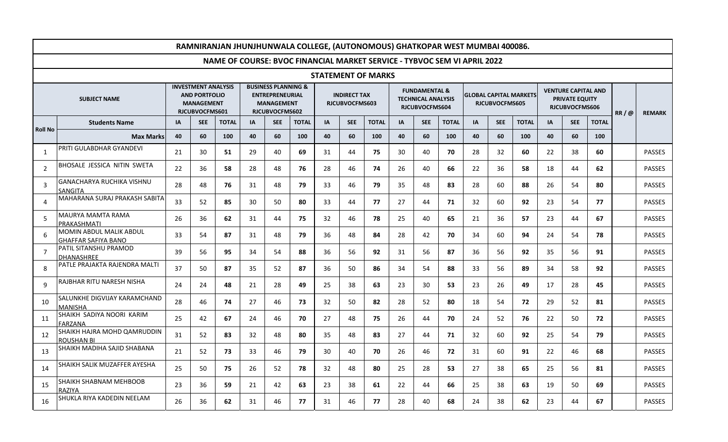# RAMNIRANJAN JHUNJHUNWALA COLLEGE, (AUTONOMOUS) GHATKOPAR WEST MUMBAI 400086.

## NAME OF COURSE: BVOC FINANCIAL MARKET SERVICE - TYBVOC SEM VI APRIL 2022

### STATEMENT OF MARKS

| Roll No | SUBJECT NAME | INVESTMENT ANALYSIS AND PORTFOLIO MANAGEMENT RJCUBVOCFMS601 | | | BUSINESS PLANNING & ENTREPRENEURIAL MANAGEMENT RJCUBVOCFMS602 | | | INDIRECT TAX RJCUBVOCFMS603 | | | FUNDAMENTAL & TECHNICAL ANALYSIS RJCUBVOCFMS604 | | | GLOBAL CAPITAL MARKETS RJCUBVOCFMS605 | | | VENTURE CAPITAL AND PRIVATE EQUITY RJCUBVOCFMS606 | | | RR / @ | REMARK |
|---|---|---|---|---|---|---|---|---|---|---|---|---|---|---|---|---|---|---|---|---|---|
| | Students Name | IA | SEE | TOTAL | IA | SEE | TOTAL | IA | SEE | TOTAL | IA | SEE | TOTAL | IA | SEE | TOTAL | IA | SEE | TOTAL | | |
| | Max Marks | 40 | 60 | 100 | 40 | 60 | 100 | 40 | 60 | 100 | 40 | 60 | 100 | 40 | 60 | 100 | 40 | 60 | 100 | | |
| 1 | PRITI GULABDHAR GYANDEVI | 21 | 30 | **51** | 29 | 40 | **69** | 31 | 44 | **75** | 30 | 40 | **70** | 28 | 32 | **60** | 22 | 38 | **60** | | PASSES |
| 2 | BHOSALE JESSICA NITIN SWETA | 22 | 36 | **58** | 28 | 48 | **76** | 28 | 46 | **74** | 26 | 40 | **66** | 22 | 36 | **58** | 18 | 44 | **62** | | PASSES |
| 3 | GANACHARYA RUCHIKA VISHNU SANGITA | 28 | 48 | **76** | 31 | 48 | **79** | 33 | 46 | **79** | 35 | 48 | **83** | 28 | 60 | **88** | 26 | 54 | **80** | | PASSES |
| 4 | MAHARANA SURAJ PRAKASH SABITA | 33 | 52 | **85** | 30 | 50 | **80** | 33 | 44 | **77** | 27 | 44 | **71** | 32 | 60 | **92** | 23 | 54 | **77** | | PASSES |
| 5 | MAURYA MAMTA RAMA PRAKASHMATI | 26 | 36 | **62** | 31 | 44 | **75** | 32 | 46 | **78** | 25 | 40 | **65** | 21 | 36 | **57** | 23 | 44 | **67** | | PASSES |
| 6 | MOMIN ABDUL MALIK ABDUL GHAFFAR SAFIYA BANO | 33 | 54 | **87** | 31 | 48 | **79** | 36 | 48 | **84** | 28 | 42 | **70** | 34 | 60 | **94** | 24 | 54 | **78** | | PASSES |
| 7 | PATIL SITANSHU PRAMOD DHANASHREE | 39 | 56 | **95** | 34 | 54 | **88** | 36 | 56 | **92** | 31 | 56 | **87** | 36 | 56 | **92** | 35 | 56 | **91** | | PASSES |
| 8 | PATLE PRAJAKTA RAJENDRA MALTI | 37 | 50 | **87** | 35 | 52 | **87** | 36 | 50 | **86** | 34 | 54 | **88** | 33 | 56 | **89** | 34 | 58 | **92** | | PASSES |
| 9 | RAJBHAR RITU NARESH NISHA | 24 | 24 | **48** | 21 | 28 | **49** | 25 | 38 | **63** | 23 | 30 | **53** | 23 | 26 | **49** | 17 | 28 | **45** | | PASSES |
| 10 | SALUNKHE DIGVIJAY KARAMCHAND MANISHA | 28 | 46 | **74** | 27 | 46 | **73** | 32 | 50 | **82** | 28 | 52 | **80** | 18 | 54 | **72** | 29 | 52 | **81** | | PASSES |
| 11 | SHAIKH SADIYA NOORI KARIM FARZANA | 25 | 42 | **67** | 24 | 46 | **70** | 27 | 48 | **75** | 26 | 44 | **70** | 24 | 52 | **76** | 22 | 50 | **72** | | PASSES |
| 12 | SHAIKH HAJRA MOHD QAMRUDDIN ROUSHAN BI | 31 | 52 | **83** | 32 | 48 | **80** | 35 | 48 | **83** | 27 | 44 | **71** | 32 | 60 | **92** | 25 | 54 | **79** | | PASSES |
| 13 | SHAIKH MADIHA SAJID SHABANA | 21 | 52 | **73** | 33 | 46 | **79** | 30 | 40 | **70** | 26 | 46 | **72** | 31 | 60 | **91** | 22 | 46 | **68** | | PASSES |
| 14 | SHAIKH SALIK MUZAFFER AYESHA | 25 | 50 | **75** | 26 | 52 | **78** | 32 | 48 | **80** | 25 | 28 | **53** | 27 | 38 | **65** | 25 | 56 | **81** | | PASSES |
| 15 | SHAIKH SHABNAM MEHBOOB RAZIYA | 23 | 36 | **59** | 21 | 42 | **63** | 23 | 38 | **61** | 22 | 44 | **66** | 25 | 38 | **63** | 19 | 50 | **69** | | PASSES |
| 16 | SHUKLA RIYA KADEDIN NEELAM | 26 | 36 | **62** | 31 | 46 | **77** | 31 | 46 | **77** | 28 | 40 | **68** | 24 | 38 | **62** | 23 | 44 | **67** | | PASSES |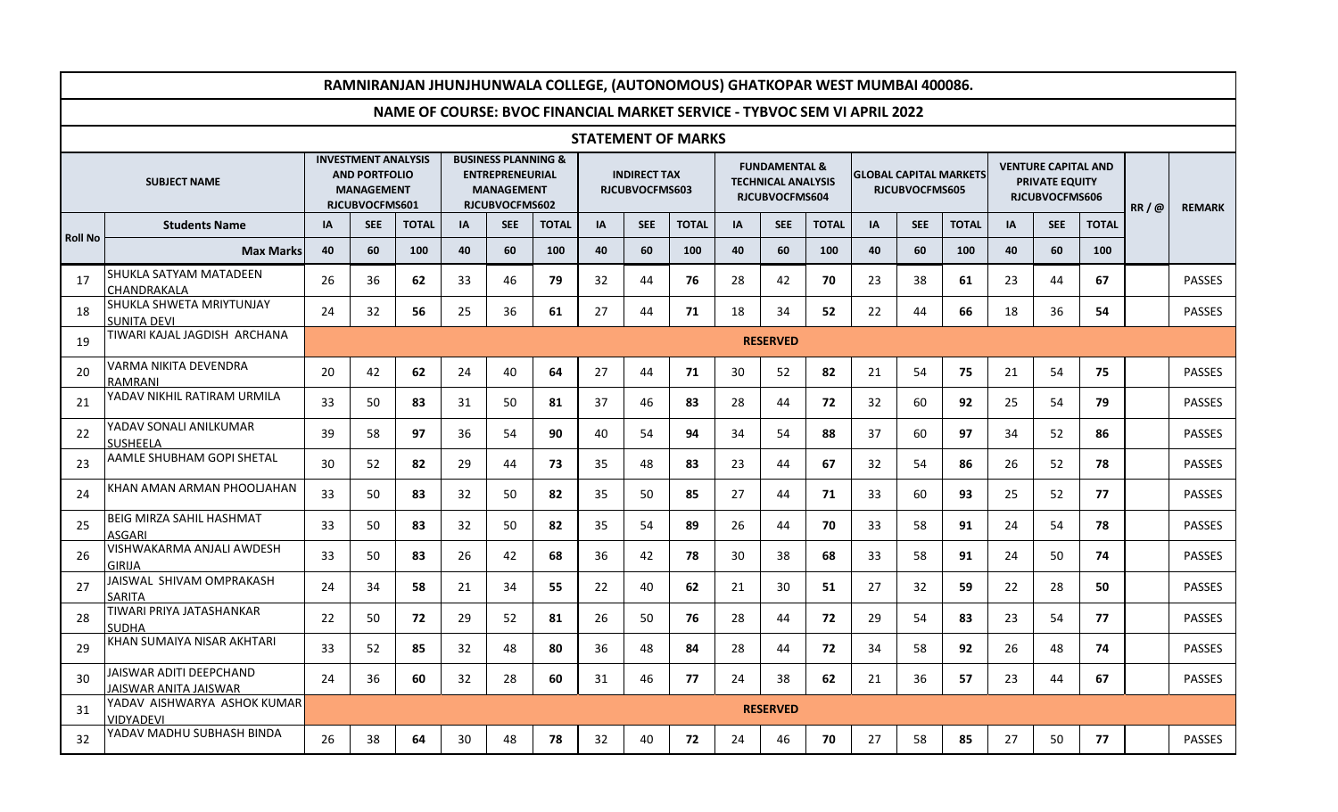# RAMNIRANJAN JHUNJHUNWALA COLLEGE, (AUTONOMOUS) GHATKOPAR WEST MUMBAI 400086.

## NAME OF COURSE: BVOC FINANCIAL MARKET SERVICE - TYBVOC SEM VI APRIL 2022

### STATEMENT OF MARKS

| Roll No | SUBJECT NAME | INVESTMENT ANALYSIS AND PORTFOLIO MANAGEMENT RJCUBVOCFMS601 | | | BUSINESS PLANNING & ENTREPRENEURIAL MANAGEMENT RJCUBVOCFMS602 | | | INDIRECT TAX RJCUBVOCFMS603 | | | FUNDAMENTAL & TECHNICAL ANALYSIS RJCUBVOCFMS604 | | | GLOBAL CAPITAL MARKETS RJCUBVOCFMS605 | | | VENTURE CAPITAL AND PRIVATE EQUITY RJCUBVOCFMS606 | | | RR / @ | REMARK |
|---|---|---|---|---|---|---|---|---|---|---|---|---|---|---|---|---|---|---|---|---|---|
| | **Students Name** | IA | SEE | TOTAL | IA | SEE | TOTAL | IA | SEE | TOTAL | IA | SEE | TOTAL | IA | SEE | TOTAL | IA | SEE | TOTAL | | |
| | **Max Marks** | 40 | 60 | 100 | 40 | 60 | 100 | 40 | 60 | 100 | 40 | 60 | 100 | 40 | 60 | 100 | 40 | 60 | 100 | | |
| 17 | SHUKLA SATYAM MATADEEN CHANDRAKALA | 26 | 36 | **62** | 33 | 46 | **79** | 32 | 44 | **76** | 28 | 42 | **70** | 23 | 38 | **61** | 23 | 44 | **67** | | PASSES |
| 18 | SHUKLA SHWETA MRIYTUNJAY SUNITA DEVI | 24 | 32 | **56** | 25 | 36 | **61** | 27 | 44 | **71** | 18 | 34 | **52** | 22 | 44 | **66** | 18 | 36 | **54** | | PASSES |
| 19 | TIWARI KAJAL JAGDISH ARCHANA | **RESERVED** | | | | | | | | | | | | | | | | | | | |
| 20 | VARMA NIKITA DEVENDRA RAMRANI | 20 | 42 | **62** | 24 | 40 | **64** | 27 | 44 | **71** | 30 | 52 | **82** | 21 | 54 | **75** | 21 | 54 | **75** | | PASSES |
| 21 | YADAV NIKHIL RATIRAM URMILA | 33 | 50 | **83** | 31 | 50 | **81** | 37 | 46 | **83** | 28 | 44 | **72** | 32 | 60 | **92** | 25 | 54 | **79** | | PASSES |
| 22 | YADAV SONALI ANILKUMAR SUSHEELA | 39 | 58 | **97** | 36 | 54 | **90** | 40 | 54 | **94** | 34 | 54 | **88** | 37 | 60 | **97** | 34 | 52 | **86** | | PASSES |
| 23 | AAMLE SHUBHAM GOPI SHETAL | 30 | 52 | **82** | 29 | 44 | **73** | 35 | 48 | **83** | 23 | 44 | **67** | 32 | 54 | **86** | 26 | 52 | **78** | | PASSES |
| 24 | KHAN AMAN ARMAN PHOOLJAHAN | 33 | 50 | **83** | 32 | 50 | **82** | 35 | 50 | **85** | 27 | 44 | **71** | 33 | 60 | **93** | 25 | 52 | **77** | | PASSES |
| 25 | BEIG MIRZA SAHIL HASHMAT ASGARI | 33 | 50 | **83** | 32 | 50 | **82** | 35 | 54 | **89** | 26 | 44 | **70** | 33 | 58 | **91** | 24 | 54 | **78** | | PASSES |
| 26 | VISHWAKARMA ANJALI AWDESH GIRIJA | 33 | 50 | **83** | 26 | 42 | **68** | 36 | 42 | **78** | 30 | 38 | **68** | 33 | 58 | **91** | 24 | 50 | **74** | | PASSES |
| 27 | JAISWAL SHIVAM OMPRAKASH SARITA | 24 | 34 | **58** | 21 | 34 | **55** | 22 | 40 | **62** | 21 | 30 | **51** | 27 | 32 | **59** | 22 | 28 | **50** | | PASSES |
| 28 | TIWARI PRIYA JATASHANKAR SUDHA | 22 | 50 | **72** | 29 | 52 | **81** | 26 | 50 | **76** | 28 | 44 | **72** | 29 | 54 | **83** | 23 | 54 | **77** | | PASSES |
| 29 | KHAN SUMAIYA NISAR AKHTARI | 33 | 52 | **85** | 32 | 48 | **80** | 36 | 48 | **84** | 28 | 44 | **72** | 34 | 58 | **92** | 26 | 48 | **74** | | PASSES |
| 30 | JAISWAR ADITI DEEPCHAND JAISWAR ANITA JAISWAR | 24 | 36 | **60** | 32 | 28 | **60** | 31 | 46 | **77** | 24 | 38 | **62** | 21 | 36 | **57** | 23 | 44 | **67** | | PASSES |
| 31 | YADAV AISHWARYA ASHOK KUMAR VIDYADEVI | **RESERVED** | | | | | | | | | | | | | | | | | | | |
| 32 | YADAV MADHU SUBHASH BINDA | 26 | 38 | **64** | 30 | 48 | **78** | 32 | 40 | **72** | 24 | 46 | **70** | 27 | 58 | **85** | 27 | 50 | **77** | | PASSES |